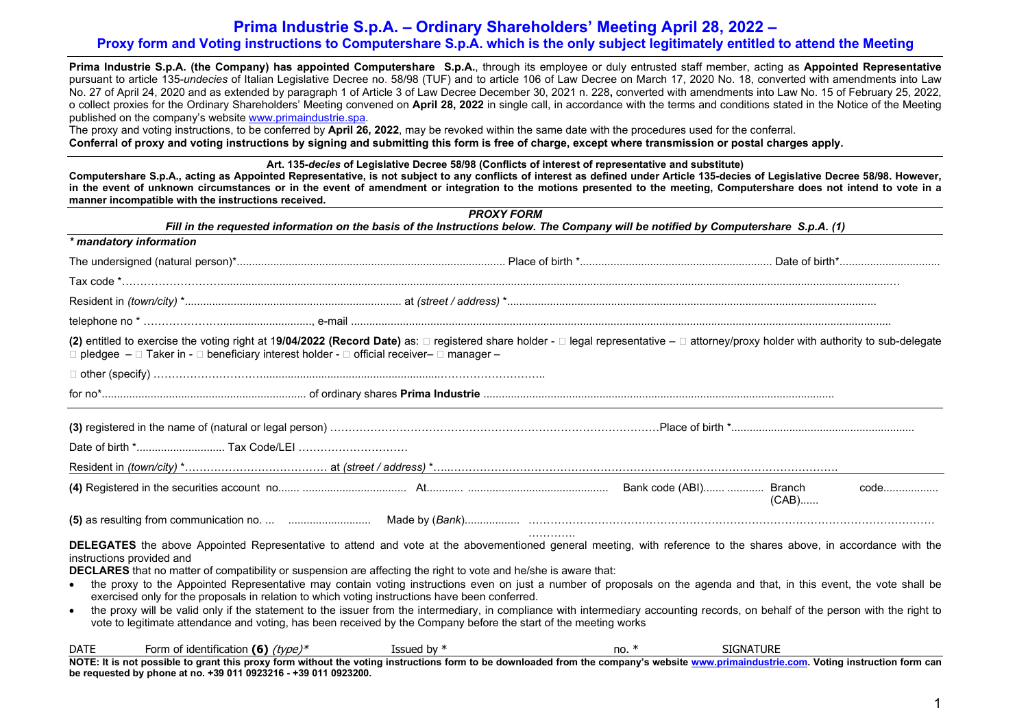# Prima Industrie S.p.A. – Ordinary Shareholders' Meeting April 28, 2022 –

## Proxy form and Voting instructions to Computershare S.p.A. which is the only subject legitimately entitled to attend the Meeting

**Prima Industrie S.p.A. (the Company) has appointed Computershare S.p.A.**, through its employee or duly entrusted staff member, acting as **Appointed Representative** pursuant to article 135-*undecies* of Italian Legislative Decree no. 58/98 (TUF) and to article 106 of Law Decree on March 17, 2020 No. 18, converted with amendments into Law No. 27 of April 24, 2020 and as extended by paragraph 1 of Article 3 of Law Decree December 30, 2021 n. 228**,** converted with amendments into Law No. 15 of February 25, 2022, o collect proxies for the Ordinary Shareholders' Meeting convened on **April 28, 2022** in single call, in accordance with the terms and conditions stated in the Notice of the Meeting published on the company's website www.primaindustrie.spa.

The proxy and voting instructions, to be conferred by **April 26, 2022**, may be revoked within the same date with the procedures used for the conferral.

**Conferral of proxy and voting instructions by signing and submitting this form is free of charge, except where transmission or postal charges apply.**

**Art. 135-*decies* of Legislative Decree 58/98 (Conflicts of interest of representative and substitute)**

**Computershare S.p.A., acting as Appointed Representative, is not subject to any conflicts of interest as defined under Article 135-decies of Legislative Decree 58/98. However, in the event of unknown circumstances or in the event of amendment or integration to the motions presented to the meeting, Computershare does not intend to vote in a manner incompatible with the instructions received.**

***PROXY FORM***

***Fill in the requested information on the basis of the Instructions below. The Company will be notified by Computershare S.p.A. (1)***

***\* mandatory information***

The undersigned (natural person)*........................................................................................ Place of birth *.............................................................. Date of birth*................................

Tax code *……………………...............................................................................................................................................................................................................…

Resident in *(town/city)* *...................................................................... at *(street / address)* *.......................................................................................................................

telephone no * ………………….............................., e-mail ..........................................................................................................................................................................

**(2)** entitled to exercise the voting right at 1**9/04/2022 (Record Date)** as: □ registered share holder - □ legal representative – □ attorney/proxy holder with authority to sub-delegate □ pledgee – □ Taker in - □ beneficiary interest holder - □ official receiver– □ manager –

□ other (specify) ………………………..........................................................……………………..

for no*.................................................................. of ordinary shares **Prima Industrie** ..................................................................................................................................

**(3)** registered in the name of (natural or legal person) ………………………………………………………………………………Place of birth *...........................................................

Date of birth *............................ Tax Code/LEI …………………………

Resident in *(town/city)* *………………………………… at *(street / address)* *…...……………………………………………………………………………………………………….

**(4)** Registered in the securities account no....... .................................. At............ ............................................. Bank code (ABI)....... ............ Branch (CAB)...... code..................

**(5)** as resulting from communication no. ... .......................... Made by (*Bank*)................. ………………………………………………………………………………………………… ………….

**DELEGATES** the above Appointed Representative to attend and vote at the abovementioned general meeting, with reference to the shares above, in accordance with the instructions provided and

**DECLARES** that no matter of compatibility or suspension are affecting the right to vote and he/she is aware that:

- the proxy to the Appointed Representative may contain voting instructions even on just a number of proposals on the agenda and that, in this event, the vote shall be exercised only for the proposals in relation to which voting instructions have been conferred.
- the proxy will be valid only if the statement to the issuer from the intermediary, in compliance with intermediary accounting records, on behalf of the person with the right to vote to legitimate attendance and voting, has been received by the Company before the start of the meeting works

DATE Form of identification **(6)** *(type)\** Issued by * no. * SIGNATURE

**NOTE: It is not possible to grant this proxy form without the voting instructions form to be downloaded from the company's website www.primaindustrie.com. Voting instruction form can be requested by phone at no. +39 011 0923216 - +39 011 0923200.**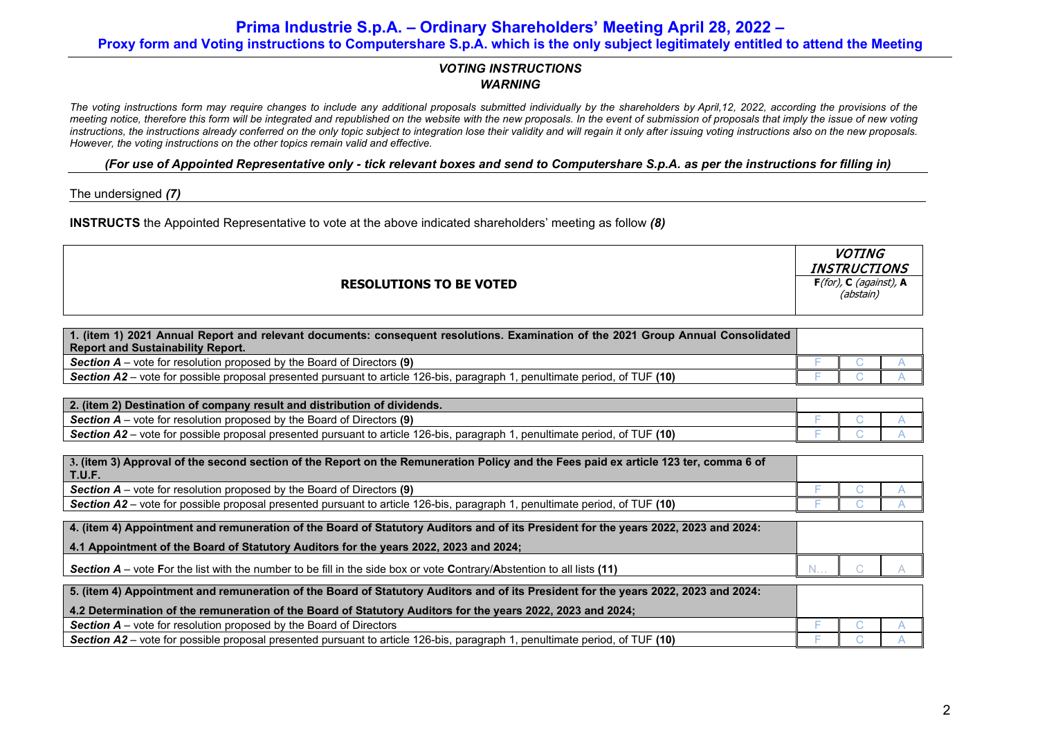# Prima Industrie S.p.A. – Ordinary Shareholders' Meeting April 28, 2022 –

## Proxy form and Voting instructions to Computershare S.p.A. which is the only subject legitimately entitled to attend the Meeting

### *VOTING INSTRUCTIONS*

### *WARNING*

*The voting instructions form may require changes to include any additional proposals submitted individually by the shareholders by April,12, 2022, according the provisions of the meeting notice, therefore this form will be integrated and republished on the website with the new proposals. In the event of submission of proposals that imply the issue of new voting instructions, the instructions already conferred on the only topic subject to integration lose their validity and will regain it only after issuing voting instructions also on the new proposals. However, the voting instructions on the other topics remain valid and effective.*

***(For use of Appointed Representative only - tick relevant boxes and send to Computershare S.p.A. as per the instructions for filling in)***

The undersigned ***(7)***

**INSTRUCTS** the Appointed Representative to vote at the above indicated shareholders' meeting as follow ***(8)***

| **RESOLUTIONS TO BE VOTED** | ***VOTING INSTRUCTIONS*** **F**(for), **C** (against), **A** (abstain) | | |
|---|---|---|---|
| **1. (item 1) 2021 Annual Report and relevant documents: consequent resolutions. Examination of the 2021 Group Annual Consolidated Report and Sustainability Report.** | | | |
| ***Section A*** – vote for resolution proposed by the Board of Directors **(9)** | F | C | A |
| ***Section A2*** – vote for possible proposal presented pursuant to article 126-bis, paragraph 1, penultimate period, of TUF **(10)** | F | C | A |
| **2. (item 2) Destination of company result and distribution of dividends.** | | | |
| ***Section A*** – vote for resolution proposed by the Board of Directors **(9)** | F | C | A |
| ***Section A2*** – vote for possible proposal presented pursuant to article 126-bis, paragraph 1, penultimate period, of TUF **(10)** | F | C | A |
| **3. (item 3) Approval of the second section of the Report on the Remuneration Policy and the Fees paid ex article 123 ter, comma 6 of T.U.F.** | | | |
| ***Section A*** – vote for resolution proposed by the Board of Directors **(9)** | F | C | A |
| ***Section A2*** – vote for possible proposal presented pursuant to article 126-bis, paragraph 1, penultimate period, of TUF **(10)** | F | C | A |
| **4. (item 4) Appointment and remuneration of the Board of Statutory Auditors and of its President for the years 2022, 2023 and 2024:** **4.1 Appointment of the Board of Statutory Auditors for the years 2022, 2023 and 2024;** | | | |
| ***Section A*** – vote **F**or the list with the number to be fill in the side box or vote **C**ontrary/**A**bstention to all lists **(11)** | N... | C | A |
| **5. (item 4) Appointment and remuneration of the Board of Statutory Auditors and of its President for the years 2022, 2023 and 2024:** **4.2 Determination of the remuneration of the Board of Statutory Auditors for the years 2022, 2023 and 2024;** | | | |
| ***Section A*** – vote for resolution proposed by the Board of Directors | F | C | A |
| ***Section A2*** – vote for possible proposal presented pursuant to article 126-bis, paragraph 1, penultimate period, of TUF **(10)** | F | C | A |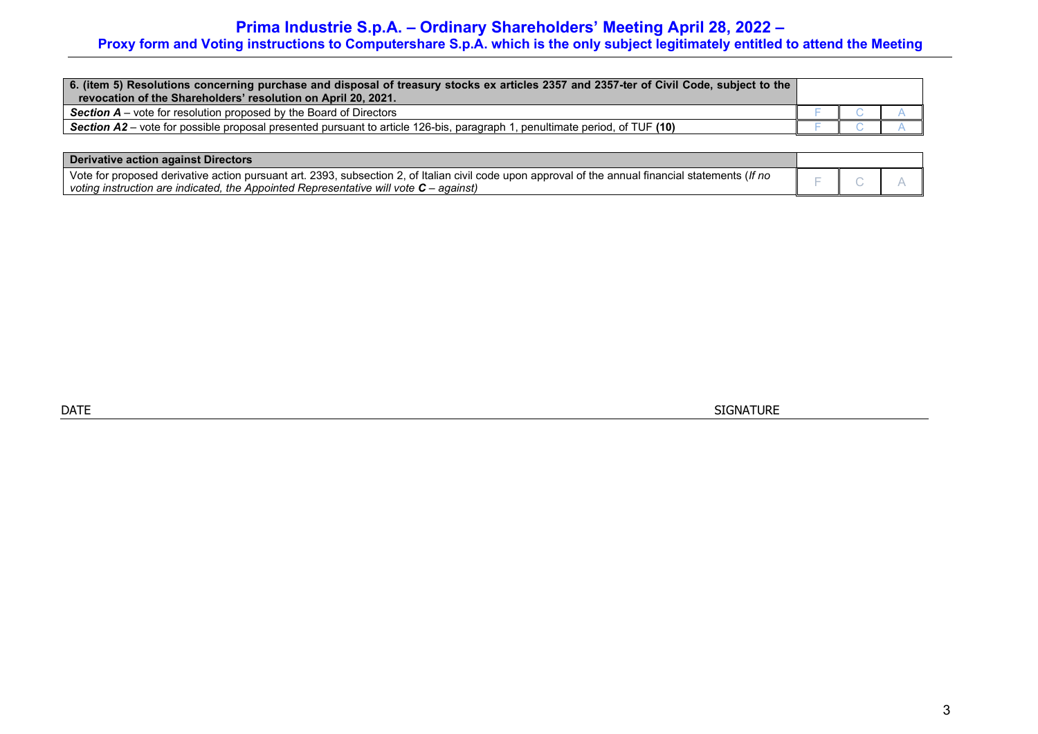| 6. (item 5) Resolutions concerning purchase and disposal of treasury stocks ex articles 2357 and 2357-ter of Civil Code, subject to the revocation of the Shareholders' resolution on April 20, 2021. | | | |
|---|---|---|---|
| ***Section A*** – vote for resolution proposed by the Board of Directors | F | C | A |
| ***Section A2*** – vote for possible proposal presented pursuant to article 126-bis, paragraph 1, penultimate period, of TUF **(10)** | F | C | A |

| Derivative action against Directors | | | |
|---|---|---|---|
| Vote for proposed derivative action pursuant art. 2393, subsection 2, of Italian civil code upon approval of the annual financial statements (*If no voting instruction are indicated, the Appointed Representative will vote **C** – against)* | F | C | A |

DATE SIGNATURE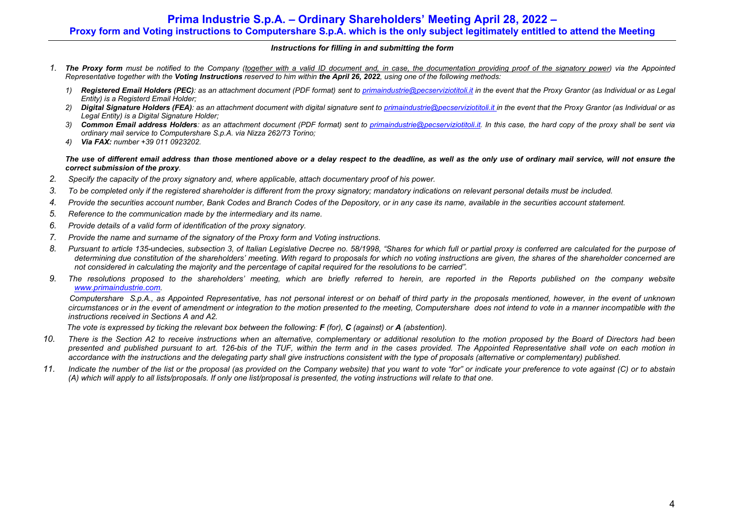# Prima Industrie S.p.A. – Ordinary Shareholders' Meeting April 28, 2022 –

## Proxy form and Voting instructions to Computershare S.p.A. which is the only subject legitimately entitled to attend the Meeting

***Instructions for filling in and submitting the form***

1. ***The Proxy form*** *must be notified to the Company (<u>together with a valid ID document and, in case, the documentation providing proof of the signatory power</u>) via the Appointed Representative together with the **Voting Instructions** reserved to him within **the April 26, 2022**, using one of the following methods:*

   1) ***Registered Email Holders (PEC)****: as an attachment document (PDF format) sent to primaindustrie@pecserviziotitoli.it in the event that the Proxy Grantor (as Individual or as Legal Entity) is a Registerd Email Holder;*
   2) ***Digital Signature Holders (FEA)****: as an attachment document with digital signature sent to primaindustrie@pecserviziotitoli.it in the event that the Proxy Grantor (as Individual or as Legal Entity) is a Digital Signature Holder;*
   3) ***Common Email address Holders****: as an attachment document (PDF format) sent to primaindustrie@pecserviziotitoli.it. In this case, the hard copy of the proxy shall be sent via ordinary mail service to Computershare S.p.A. via Nizza 262/73 Torino;*
   4) ***Via FAX:*** *number +39 011 0923202.*

   ***The use of different email address than those mentioned above or a delay respect to the deadline, as well as the only use of ordinary mail service, will not ensure the correct submission of the proxy****.*

2. *Specify the capacity of the proxy signatory and, where applicable, attach documentary proof of his power.*
3. *To be completed only if the registered shareholder is different from the proxy signatory; mandatory indications on relevant personal details must be included.*
4. *Provide the securities account number, Bank Codes and Branch Codes of the Depository, or in any case its name, available in the securities account statement.*
5. *Reference to the communication made by the intermediary and its name.*
6. *Provide details of a valid form of identification of the proxy signatory.*
7. *Provide the name and surname of the signatory of the Proxy form and Voting instructions.*
8. *Pursuant to article 135-*undecies*, subsection 3, of Italian Legislative Decree no. 58/1998, "Shares for which full or partial proxy is conferred are calculated for the purpose of determining due constitution of the shareholders' meeting. With regard to proposals for which no voting instructions are given, the shares of the shareholder concerned are not considered in calculating the majority and the percentage of capital required for the resolutions to be carried".*
9. *The resolutions proposed to the shareholders' meeting, which are briefly referred to herein, are reported in the Reports published on the company website www.primaindustrie.com.*

   *Computershare S.p.A., as Appointed Representative, has not personal interest or on behalf of third party in the proposals mentioned, however, in the event of unknown circumstances or in the event of amendment or integration to the motion presented to the meeting, Computershare does not intend to vote in a manner incompatible with the instructions received in Sections A and A2.*

   *The vote is expressed by ticking the relevant box between the following: **F** (for), **C** (against) or **A** (abstention).*

10. *There is the Section A2 to receive instructions when an alternative, complementary or additional resolution to the motion proposed by the Board of Directors had been presented and published pursuant to art. 126-bis of the TUF, within the term and in the cases provided. The Appointed Representative shall vote on each motion in accordance with the instructions and the delegating party shall give instructions consistent with the type of proposals (alternative or complementary) published.*
11. *Indicate the number of the list or the proposal (as provided on the Company website) that you want to vote "for" or indicate your preference to vote against (C) or to abstain (A) which will apply to all lists/proposals. If only one list/proposal is presented, the voting instructions will relate to that one.*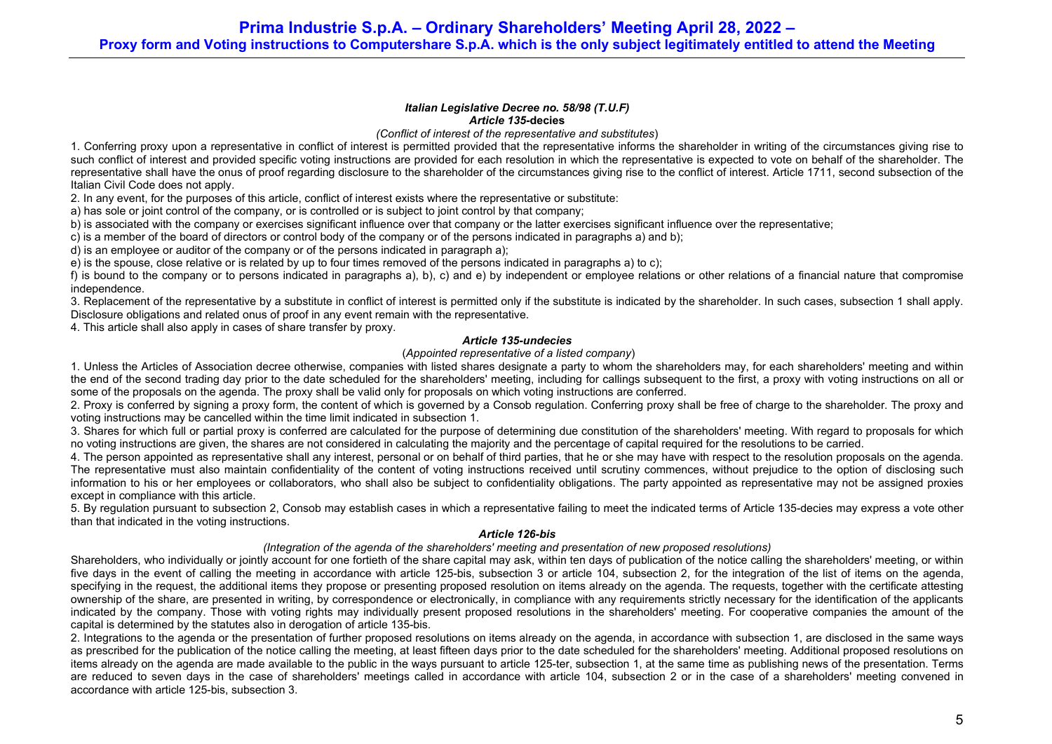### *Italian Legislative Decree no. 58/98 (T.U.F)*

### *Article 135*-decies

*(Conflict of interest of the representative and substitutes*)

1. Conferring proxy upon a representative in conflict of interest is permitted provided that the representative informs the shareholder in writing of the circumstances giving rise to such conflict of interest and provided specific voting instructions are provided for each resolution in which the representative is expected to vote on behalf of the shareholder. The representative shall have the onus of proof regarding disclosure to the shareholder of the circumstances giving rise to the conflict of interest. Article 1711, second subsection of the Italian Civil Code does not apply.

2. In any event, for the purposes of this article, conflict of interest exists where the representative or substitute:

a) has sole or joint control of the company, or is controlled or is subject to joint control by that company;

b) is associated with the company or exercises significant influence over that company or the latter exercises significant influence over the representative;

c) is a member of the board of directors or control body of the company or of the persons indicated in paragraphs a) and b);

d) is an employee or auditor of the company or of the persons indicated in paragraph a);

e) is the spouse, close relative or is related by up to four times removed of the persons indicated in paragraphs a) to c);

f) is bound to the company or to persons indicated in paragraphs a), b), c) and e) by independent or employee relations or other relations of a financial nature that compromise independence.

3. Replacement of the representative by a substitute in conflict of interest is permitted only if the substitute is indicated by the shareholder. In such cases, subsection 1 shall apply. Disclosure obligations and related onus of proof in any event remain with the representative.

4. This article shall also apply in cases of share transfer by proxy.

### *Article 135-undecies*

(*Appointed representative of a listed company*)

1. Unless the Articles of Association decree otherwise, companies with listed shares designate a party to whom the shareholders may, for each shareholders' meeting and within the end of the second trading day prior to the date scheduled for the shareholders' meeting, including for callings subsequent to the first, a proxy with voting instructions on all or some of the proposals on the agenda. The proxy shall be valid only for proposals on which voting instructions are conferred.

2. Proxy is conferred by signing a proxy form, the content of which is governed by a Consob regulation. Conferring proxy shall be free of charge to the shareholder. The proxy and voting instructions may be cancelled within the time limit indicated in subsection 1.

3. Shares for which full or partial proxy is conferred are calculated for the purpose of determining due constitution of the shareholders' meeting. With regard to proposals for which no voting instructions are given, the shares are not considered in calculating the majority and the percentage of capital required for the resolutions to be carried.

4. The person appointed as representative shall any interest, personal or on behalf of third parties, that he or she may have with respect to the resolution proposals on the agenda. The representative must also maintain confidentiality of the content of voting instructions received until scrutiny commences, without prejudice to the option of disclosing such information to his or her employees or collaborators, who shall also be subject to confidentiality obligations. The party appointed as representative may not be assigned proxies except in compliance with this article.

5. By regulation pursuant to subsection 2, Consob may establish cases in which a representative failing to meet the indicated terms of Article 135-decies may express a vote other than that indicated in the voting instructions.

### *Article 126-bis*

*(Integration of the agenda of the shareholders' meeting and presentation of new proposed resolutions)*

Shareholders, who individually or jointly account for one fortieth of the share capital may ask, within ten days of publication of the notice calling the shareholders' meeting, or within five days in the event of calling the meeting in accordance with article 125-bis, subsection 3 or article 104, subsection 2, for the integration of the list of items on the agenda, specifying in the request, the additional items they propose or presenting proposed resolution on items already on the agenda. The requests, together with the certificate attesting ownership of the share, are presented in writing, by correspondence or electronically, in compliance with any requirements strictly necessary for the identification of the applicants indicated by the company. Those with voting rights may individually present proposed resolutions in the shareholders' meeting. For cooperative companies the amount of the capital is determined by the statutes also in derogation of article 135-bis.

2. Integrations to the agenda or the presentation of further proposed resolutions on items already on the agenda, in accordance with subsection 1, are disclosed in the same ways as prescribed for the publication of the notice calling the meeting, at least fifteen days prior to the date scheduled for the shareholders' meeting. Additional proposed resolutions on items already on the agenda are made available to the public in the ways pursuant to article 125-ter, subsection 1, at the same time as publishing news of the presentation. Terms are reduced to seven days in the case of shareholders' meetings called in accordance with article 104, subsection 2 or in the case of a shareholders' meeting convened in accordance with article 125-bis, subsection 3.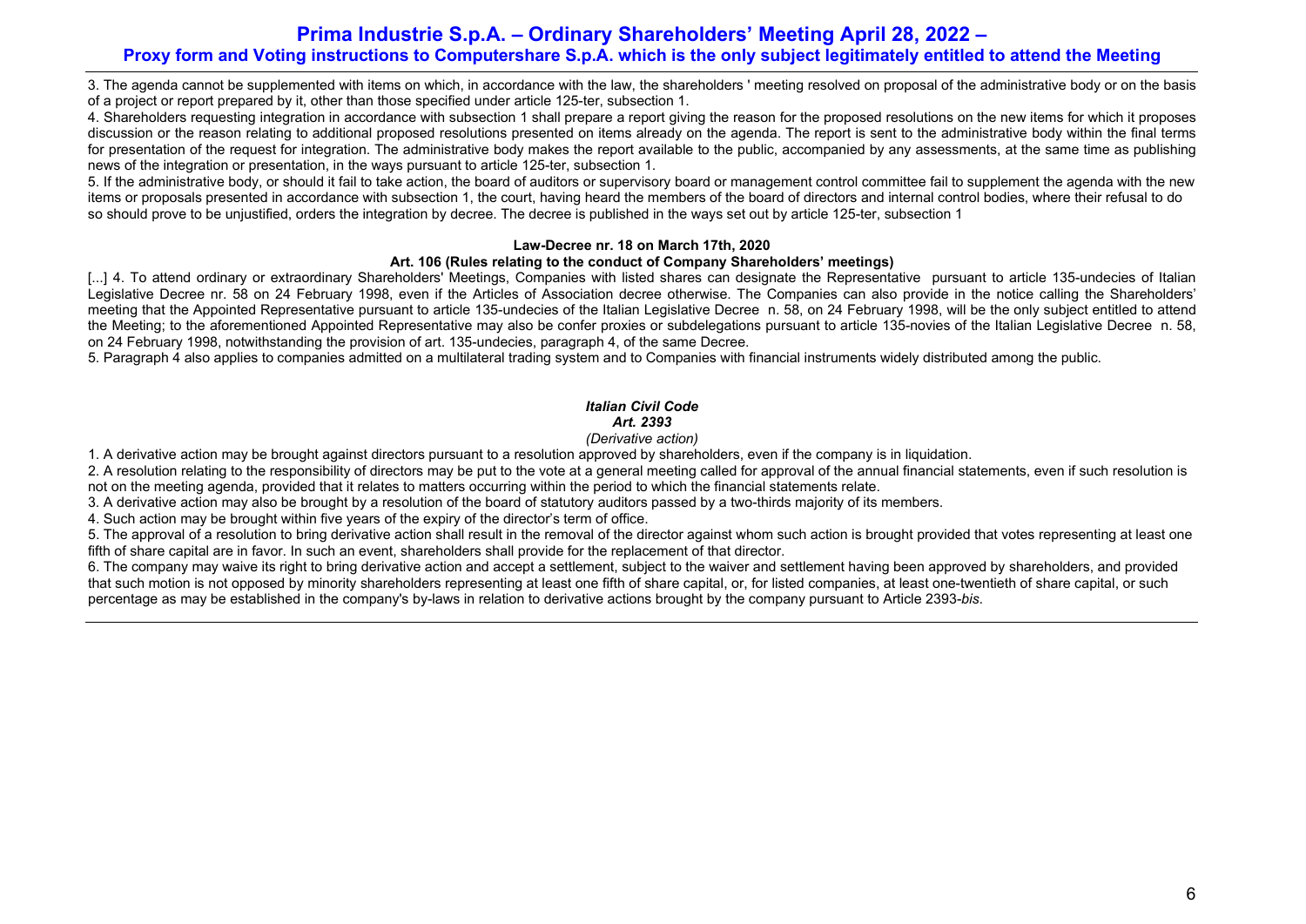3. The agenda cannot be supplemented with items on which, in accordance with the law, the shareholders ' meeting resolved on proposal of the administrative body or on the basis of a project or report prepared by it, other than those specified under article 125-ter, subsection 1.

4. Shareholders requesting integration in accordance with subsection 1 shall prepare a report giving the reason for the proposed resolutions on the new items for which it proposes discussion or the reason relating to additional proposed resolutions presented on items already on the agenda. The report is sent to the administrative body within the final terms for presentation of the request for integration. The administrative body makes the report available to the public, accompanied by any assessments, at the same time as publishing news of the integration or presentation, in the ways pursuant to article 125-ter, subsection 1.

5. If the administrative body, or should it fail to take action, the board of auditors or supervisory board or management control committee fail to supplement the agenda with the new items or proposals presented in accordance with subsection 1, the court, having heard the members of the board of directors and internal control bodies, where their refusal to do so should prove to be unjustified, orders the integration by decree. The decree is published in the ways set out by article 125-ter, subsection 1

**Law-Decree nr. 18 on March 17th, 2020**

**Art. 106 (Rules relating to the conduct of Company Shareholders' meetings)**

[...] 4. To attend ordinary or extraordinary Shareholders' Meetings, Companies with listed shares can designate the Representative pursuant to article 135-undecies of Italian Legislative Decree nr. 58 on 24 February 1998, even if the Articles of Association decree otherwise. The Companies can also provide in the notice calling the Shareholders' meeting that the Appointed Representative pursuant to article 135-undecies of the Italian Legislative Decree n. 58, on 24 February 1998, will be the only subject entitled to attend the Meeting; to the aforementioned Appointed Representative may also be confer proxies or subdelegations pursuant to article 135-novies of the Italian Legislative Decree n. 58, on 24 February 1998, notwithstanding the provision of art. 135-undecies, paragraph 4, of the same Decree.

5. Paragraph 4 also applies to companies admitted on a multilateral trading system and to Companies with financial instruments widely distributed among the public.

***Italian Civil Code***
***Art. 2393***
*(Derivative action)*

1. A derivative action may be brought against directors pursuant to a resolution approved by shareholders, even if the company is in liquidation.
2. A resolution relating to the responsibility of directors may be put to the vote at a general meeting called for approval of the annual financial statements, even if such resolution is not on the meeting agenda, provided that it relates to matters occurring within the period to which the financial statements relate.
3. A derivative action may also be brought by a resolution of the board of statutory auditors passed by a two-thirds majority of its members.
4. Such action may be brought within five years of the expiry of the director's term of office.
5. The approval of a resolution to bring derivative action shall result in the removal of the director against whom such action is brought provided that votes representing at least one fifth of share capital are in favor. In such an event, shareholders shall provide for the replacement of that director.
6. The company may waive its right to bring derivative action and accept a settlement, subject to the waiver and settlement having been approved by shareholders, and provided that such motion is not opposed by minority shareholders representing at least one fifth of share capital, or, for listed companies, at least one-twentieth of share capital, or such percentage as may be established in the company's by-laws in relation to derivative actions brought by the company pursuant to Article 2393-*bis*.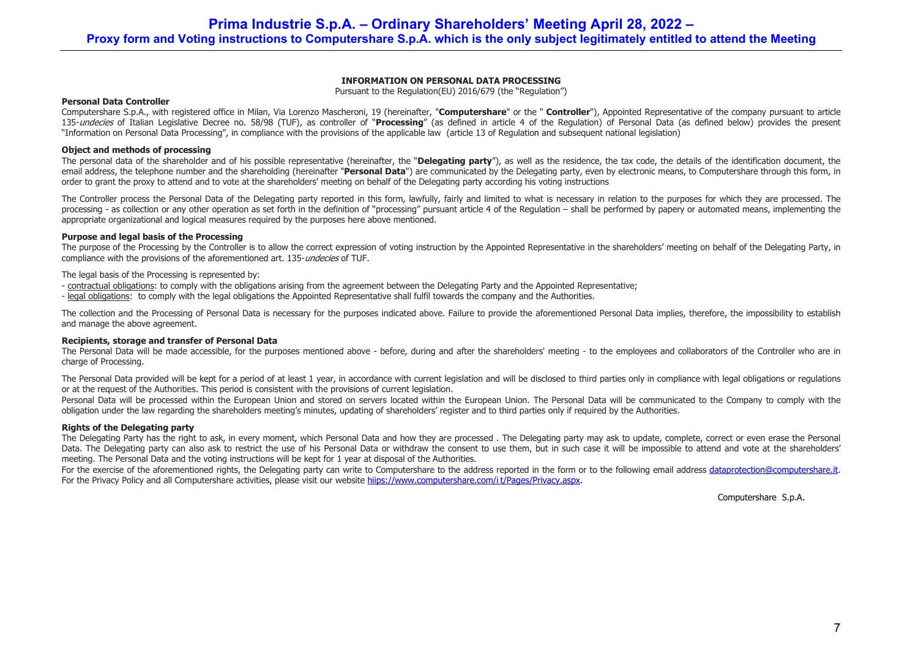# Prima Industrie S.p.A. – Ordinary Shareholders' Meeting April 28, 2022 –
## Proxy form and Voting instructions to Computershare S.p.A. which is the only subject legitimately entitled to attend the Meeting

**INFORMATION ON PERSONAL DATA PROCESSING**

Pursuant to the Regulation(EU) 2016/679 (the "Regulation")

**Personal Data Controller**

Computershare S.p.A., with registered office in Milan, Via Lorenzo Mascheroni, 19 (hereinafter, "**Computershare**" or the " **Controller**"), Appointed Representative of the company pursuant to article 135-*undecies* of Italian Legislative Decree no. 58/98 (TUF), as controller of "**Processing**" (as defined in article 4 of the Regulation) of Personal Data (as defined below) provides the present "Information on Personal Data Processing", in compliance with the provisions of the applicable law (article 13 of Regulation and subsequent national legislation)

**Object and methods of processing**

The personal data of the shareholder and of his possible representative (hereinafter, the "**Delegating party**"), as well as the residence, the tax code, the details of the identification document, the email address, the telephone number and the shareholding (hereinafter "**Personal Data**") are communicated by the Delegating party, even by electronic means, to Computershare through this form, in order to grant the proxy to attend and to vote at the shareholders' meeting on behalf of the Delegating party according his voting instructions

The Controller process the Personal Data of the Delegating party reported in this form, lawfully, fairly and limited to what is necessary in relation to the purposes for which they are processed. The processing - as collection or any other operation as set forth in the definition of "processing" pursuant article 4 of the Regulation – shall be performed by papery or automated means, implementing the appropriate organizational and logical measures required by the purposes here above mentioned.

**Purpose and legal basis of the Processing**

The purpose of the Processing by the Controller is to allow the correct expression of voting instruction by the Appointed Representative in the shareholders' meeting on behalf of the Delegating Party, in compliance with the provisions of the aforementioned art. 135-*undecies* of TUF.

The legal basis of the Processing is represented by:

- contractual obligations: to comply with the obligations arising from the agreement between the Delegating Party and the Appointed Representative;
- legal obligations: to comply with the legal obligations the Appointed Representative shall fulfil towards the company and the Authorities.

The collection and the Processing of Personal Data is necessary for the purposes indicated above. Failure to provide the aforementioned Personal Data implies, therefore, the impossibility to establish and manage the above agreement.

**Recipients, storage and transfer of Personal Data**

The Personal Data will be made accessible, for the purposes mentioned above - before, during and after the shareholders' meeting - to the employees and collaborators of the Controller who are in charge of Processing.

The Personal Data provided will be kept for a period of at least 1 year, in accordance with current legislation and will be disclosed to third parties only in compliance with legal obligations or regulations or at the request of the Authorities. This period is consistent with the provisions of current legislation.

Personal Data will be processed within the European Union and stored on servers located within the European Union. The Personal Data will be communicated to the Company to comply with the obligation under the law regarding the shareholders meeting's minutes, updating of shareholders' register and to third parties only if required by the Authorities.

**Rights of the Delegating party**

The Delegating Party has the right to ask, in every moment, which Personal Data and how they are processed . The Delegating party may ask to update, complete, correct or even erase the Personal Data. The Delegating party can also ask to restrict the use of his Personal Data or withdraw the consent to use them, but in such case it will be impossible to attend and vote at the shareholders' meeting. The Personal Data and the voting instructions will be kept for 1 year at disposal of the Authorities.

For the exercise of the aforementioned rights, the Delegating party can write to Computershare to the address reported in the form or to the following email address dataprotection@computershare.it. For the Privacy Policy and all Computershare activities, please visit our website hiips://www.computershare.com/i t/Pages/Privacy.aspx.

Computershare S.p.A.